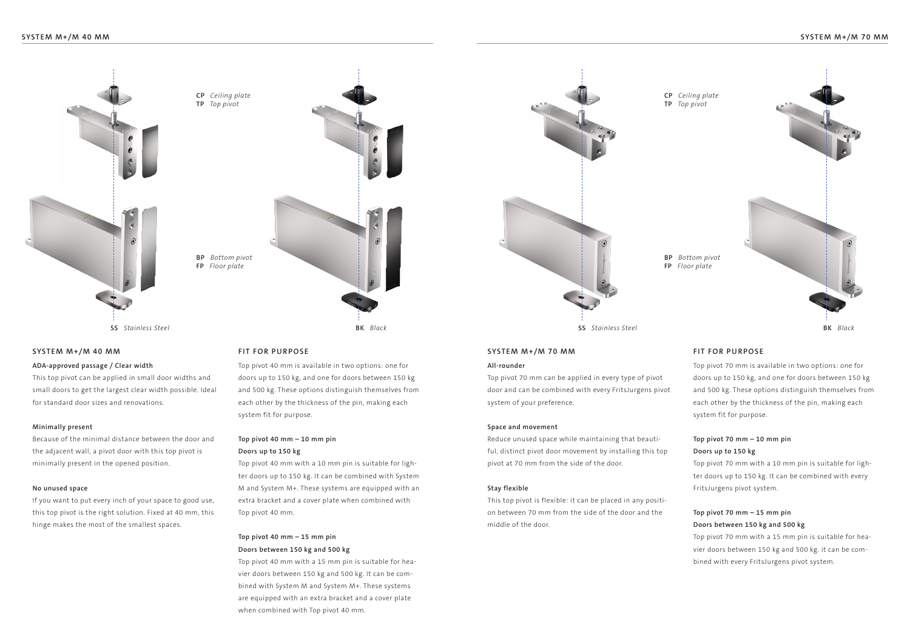CP *Ceiling plate*
TP *Top pivot*

BP *Bottom pivot*
FP *Floor plate*

SS *Stainless Steel*

BK *Black*

## SYSTEM M+/M 40 MM

**ADA-approved passage / Clear width**

This top pivot can be applied in small door widths and small doors to get the largest clear width possible. Ideal for standard door sizes and renovations.

**Minimally present**

Because of the minimal distance between the door and the adjacent wall, a pivot door with this top pivot is minimally present in the opened position.

**No unused space**

If you want to put every inch of your space to good use, this top pivot is the right solution. Fixed at 40 mm, this hinge makes the most of the smallest spaces.

## FIT FOR PURPOSE

Top pivot 40 mm is available in two options: one for doors up to 150 kg, and one for doors between 150 kg and 500 kg. These options distinguish themselves from each other by the thickness of the pin, making each system fit for purpose.

**Top pivot 40 mm – 10 mm pin**
**Doors up to 150 kg**

Top pivot 40 mm with a 10 mm pin is suitable for lighter doors up to 150 kg. It can be combined with System M and System M+. These systems are equipped with an extra bracket and a cover plate when combined with Top pivot 40 mm.

**Top pivot 40 mm – 15 mm pin**
**Doors between 150 kg and 500 kg**

Top pivot 40 mm with a 15 mm pin is suitable for heavier doors between 150 kg and 500 kg. It can be combined with System M and System M+. These systems are equipped with an extra bracket and a cover plate when combined with Top pivot 40 mm.

CP *Ceiling plate*
TP *Top pivot*

BP *Bottom pivot*
FP *Floor plate*

SS *Stainless Steel*

BK *Black*

## SYSTEM M+/M 70 MM

**All-rounder**

Top pivot 70 mm can be applied in every type of pivot door and can be combined with every FritsJurgens pivot system of your preference.

**Space and movement**

Reduce unused space while maintaining that beautiful, distinct pivot door movement by installing this top pivot at 70 mm from the side of the door.

**Stay flexible**

This top pivot is flexible: it can be placed in any position between 70 mm from the side of the door and the middle of the door.

## FIT FOR PURPOSE

Top pivot 70 mm is available in two options: one for doors up to 150 kg, and one for doors between 150 kg and 500 kg. These options distinguish themselves from each other by the thickness of the pin, making each system fit for purpose.

**Top pivot 70 mm – 10 mm pin**
**Doors up to 150 kg**

Top pivot 70 mm with a 10 mm pin is suitable for lighter doors up to 150 kg. It can be combined with every FritsJurgens pivot system.

**Top pivot 70 mm – 15 mm pin**
**Doors between 150 kg and 500 kg**

Top pivot 70 mm with a 15 mm pin is suitable for heavier doors between 150 kg and 500 kg. it can be combined with every FritsJurgens pivot system.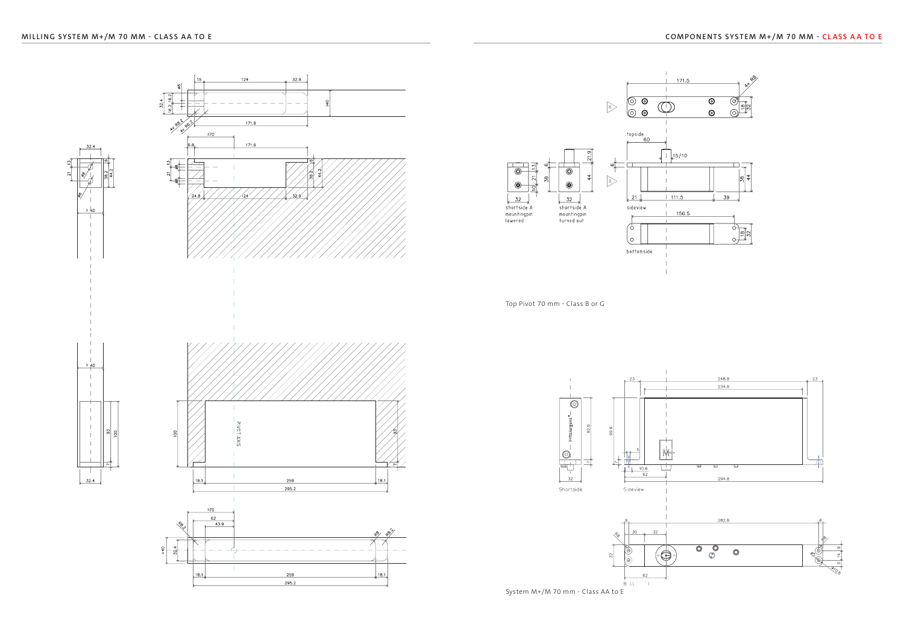## MILLING SYSTEM M+/M 70 MM - CLASS AA TO E

## COMPONENTS SYSTEM M+/M 70 MM - CLASS AA TO E

Top Pivot 70 mm - Class B or G

System M+/M 70 mm - Class AA to E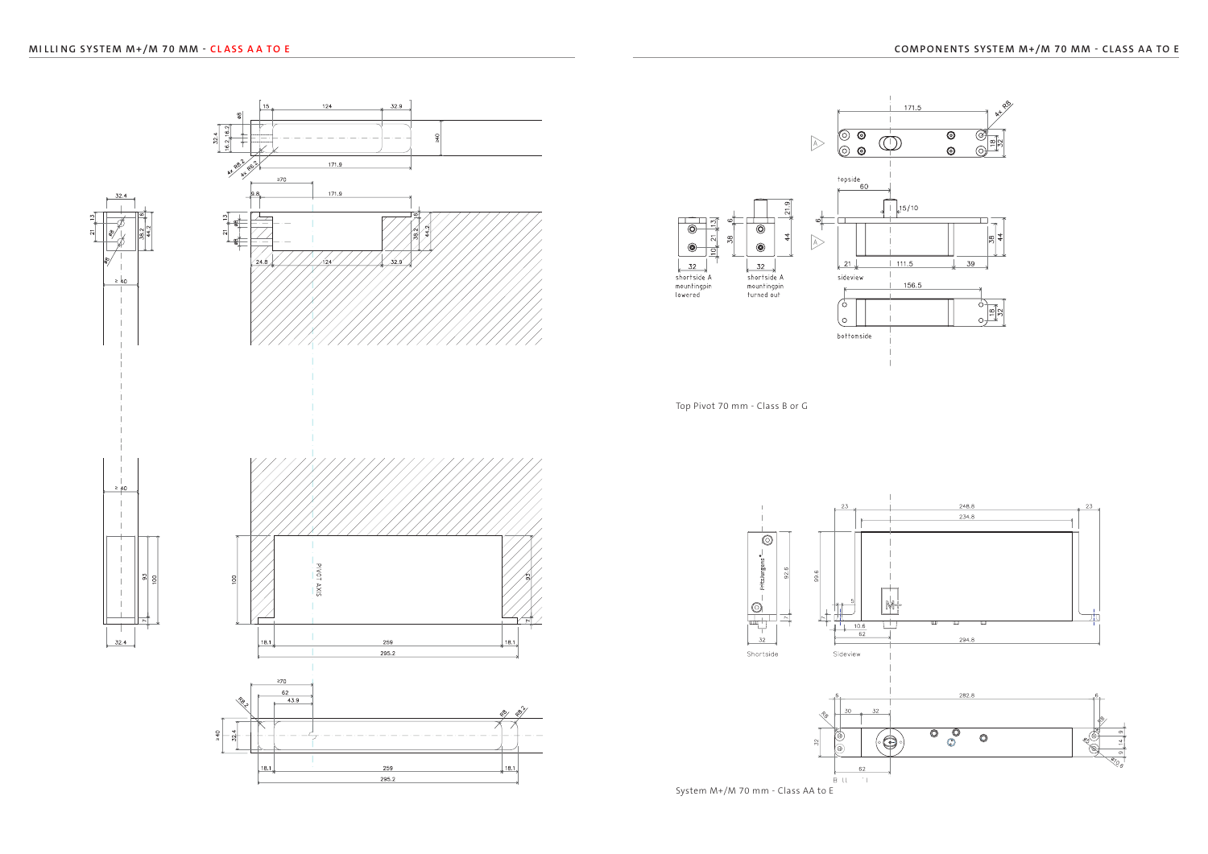## MILLING SYSTEM M+/M 70 MM - CLASS AA TO E

## COMPONENTS SYSTEM M+/M 70 MM - CLASS AA TO E

Top Pivot 70 mm - Class B or G

System M+/M 70 mm - Class AA to E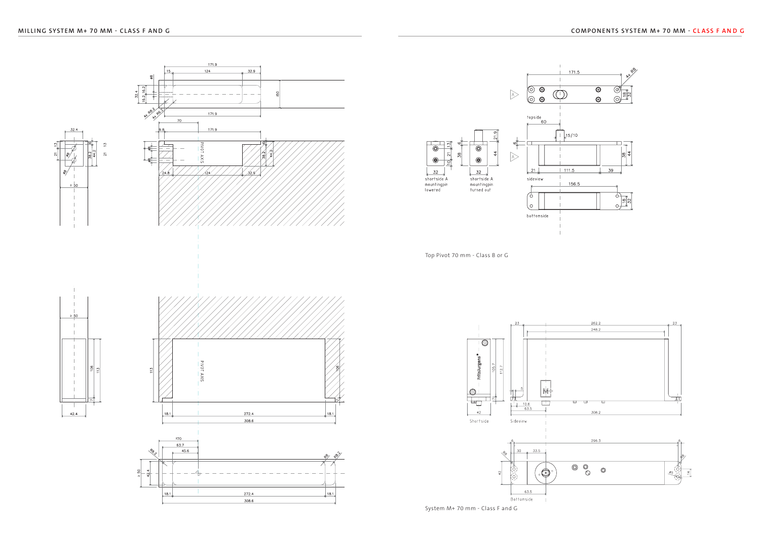## MILLING SYSTEM M+ 70 MM - CLASS F AND G

## COMPONENTS SYSTEM M+ 70 MM - CLASS F AND G

Top Pivot 70 mm - Class B or G

System M+ 70 mm - Class F and G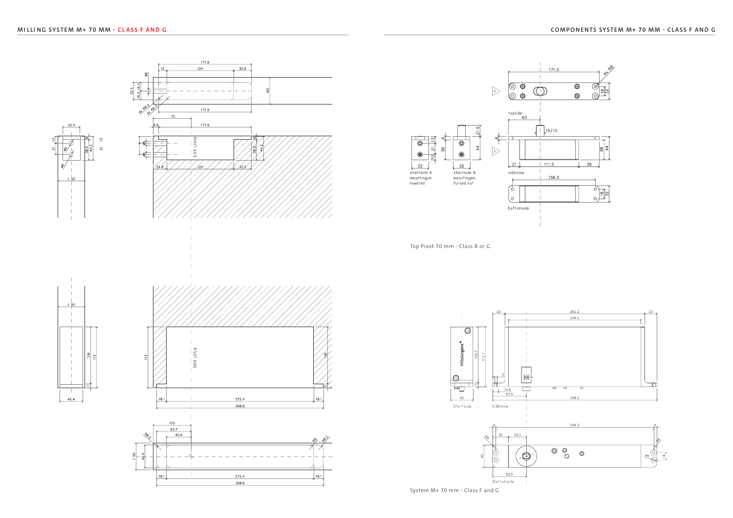## MILLING SYSTEM M+ 70 MM - CLASS F AND G

171.9
15
124
32.9
ø8
32.4
16.2
ø50
4x R8.2
4x R8.2
171.9
70
9.8
171.9
32.4
21
13
ø8
38.2
44.2
6
21
13
ø8
PIVOT AXIS
38.2
44.2
6
ø8
24.8
124
32.9
≥ 50

≥ 50
106
113
7
42.4
113
PIVOT AXIS
106
7
18.1
272.4
18.1
308.6

≥70
63.7
45.6
R8.2
R8
R8.2
≥ 50
42.4
18.1
272.4
18.1
308.6

## COMPONENTS SYSTEM M+ 70 MM - CLASS F AND G

171.5
4x R8
A
18
32
topside
60
15/10
6
21.9
13
6
21
38
44
10
32
shortside A
mountingpin
lowered
32
shortside A
mountingpin
turned out
A
38
44
21
111.5
39
sideview
156.5
18
32
bottomside

Top Pivot 70 mm - Class B or G

23
262.2
23
248.2
FritsJurgens®
105.7
112.7
7
10.6
63.5
308.2
42
Shortside
Sideview
6
296.3
6
R8
30
33.5
42
R8
63.5
Bottomside

System M+ 70 mm - Class F and G